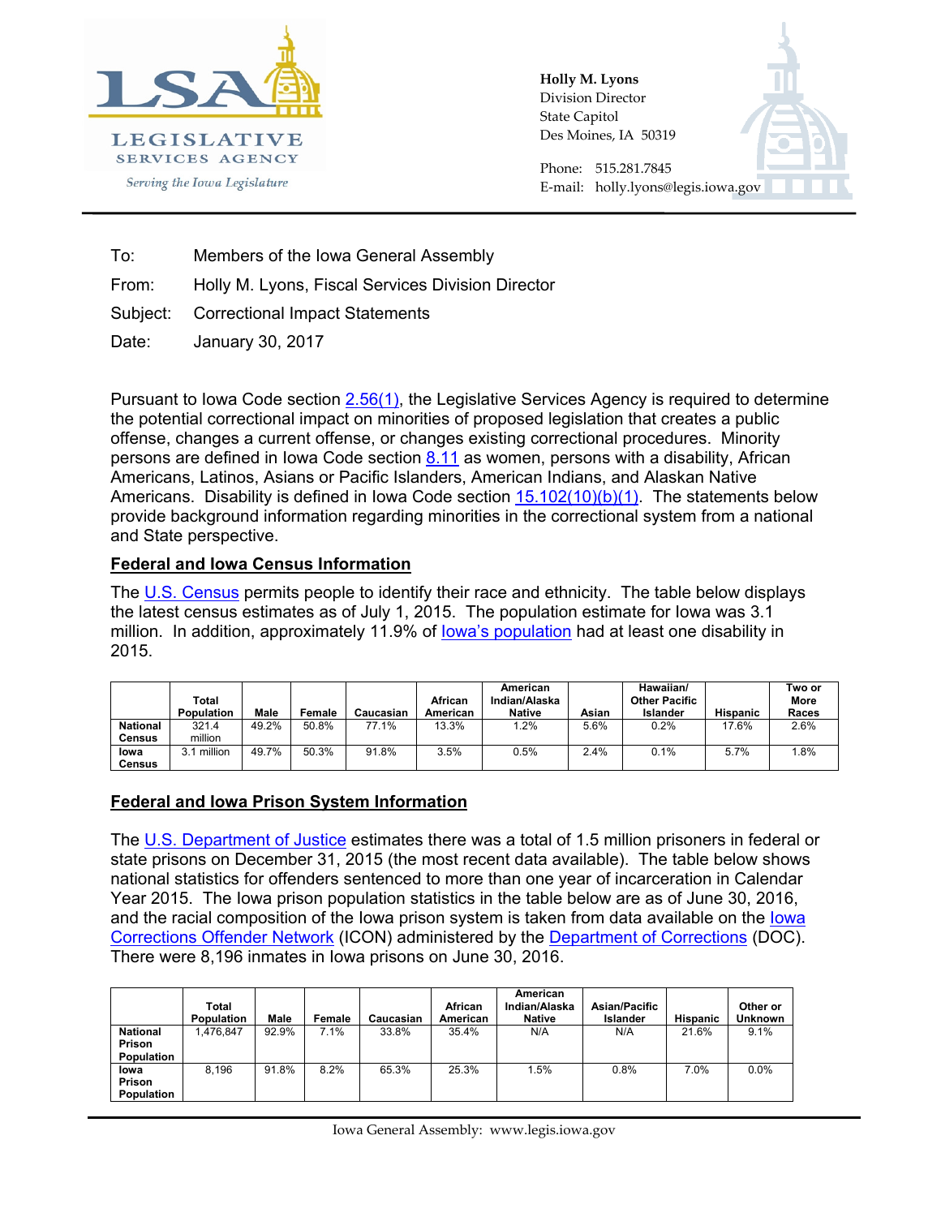LEGISLATIVE SERVICES AGENCY

*Serving the Iowa Legislature*

**Holly M. Lyons**
Division Director
State Capitol
Des Moines, IA 50319

Phone: 515.281.7845
E-mail: holly.lyons@legis.iowa.gov

To: Members of the Iowa General Assembly

From: Holly M. Lyons, Fiscal Services Division Director

Subject: Correctional Impact Statements

Date: January 30, 2017

Pursuant to Iowa Code section 2.56(1), the Legislative Services Agency is required to determine the potential correctional impact on minorities of proposed legislation that creates a public offense, changes a current offense, or changes existing correctional procedures. Minority persons are defined in Iowa Code section 8.11 as women, persons with a disability, African Americans, Latinos, Asians or Pacific Islanders, American Indians, and Alaskan Native Americans. Disability is defined in Iowa Code section 15.102(10)(b)(1). The statements below provide background information regarding minorities in the correctional system from a national and State perspective.

## Federal and Iowa Census Information

The U.S. Census permits people to identify their race and ethnicity. The table below displays the latest census estimates as of July 1, 2015. The population estimate for Iowa was 3.1 million. In addition, approximately 11.9% of Iowa's population had at least one disability in 2015.

| | Total Population | Male | Female | Caucasian | African American | American Indian/Alaska Native | Asian | Hawaiian/ Other Pacific Islander | Hispanic | Two or More Races |
|---|---|---|---|---|---|---|---|---|---|---|
| **National Census** | 321.4 million | 49.2% | 50.8% | 77.1% | 13.3% | 1.2% | 5.6% | 0.2% | 17.6% | 2.6% |
| **Iowa Census** | 3.1 million | 49.7% | 50.3% | 91.8% | 3.5% | 0.5% | 2.4% | 0.1% | 5.7% | 1.8% |

## Federal and Iowa Prison System Information

The U.S. Department of Justice estimates there was a total of 1.5 million prisoners in federal or state prisons on December 31, 2015 (the most recent data available). The table below shows national statistics for offenders sentenced to more than one year of incarceration in Calendar Year 2015. The Iowa prison population statistics in the table below are as of June 30, 2016, and the racial composition of the Iowa prison system is taken from data available on the Iowa Corrections Offender Network (ICON) administered by the Department of Corrections (DOC). There were 8,196 inmates in Iowa prisons on June 30, 2016.

| | Total Population | Male | Female | Caucasian | African American | American Indian/Alaska Native | Asian/Pacific Islander | Hispanic | Other or Unknown |
|---|---|---|---|---|---|---|---|---|---|
| **National Prison Population** | 1,476,847 | 92.9% | 7.1% | 33.8% | 35.4% | N/A | N/A | 21.6% | 9.1% |
| **Iowa Prison Population** | 8,196 | 91.8% | 8.2% | 65.3% | 25.3% | 1.5% | 0.8% | 7.0% | 0.0% |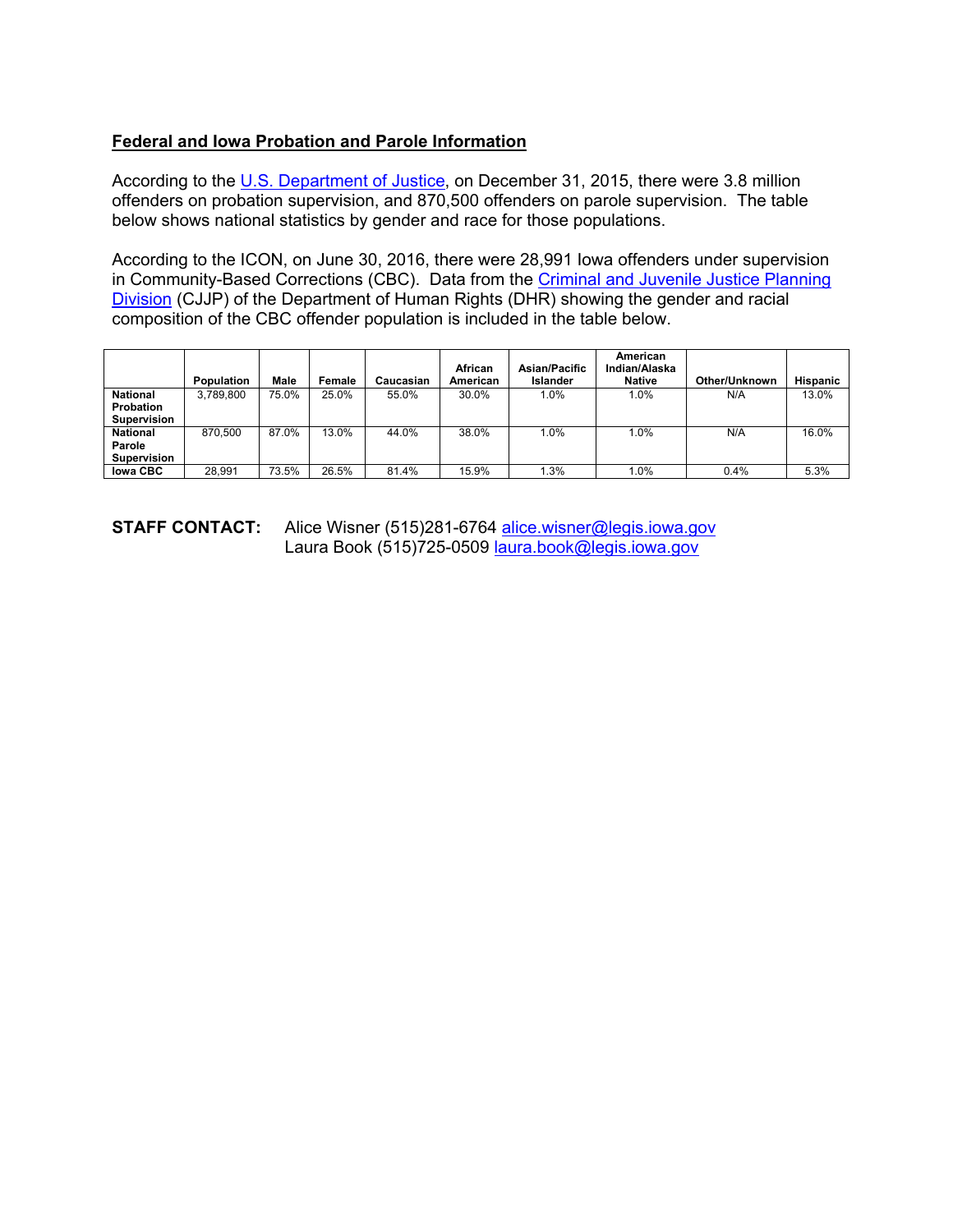**Federal and Iowa Probation and Parole Information**

According to the U.S. Department of Justice, on December 31, 2015, there were 3.8 million offenders on probation supervision, and 870,500 offenders on parole supervision. The table below shows national statistics by gender and race for those populations.

According to the ICON, on June 30, 2016, there were 28,991 Iowa offenders under supervision in Community-Based Corrections (CBC). Data from the Criminal and Juvenile Justice Planning Division (CJJP) of the Department of Human Rights (DHR) showing the gender and racial composition of the CBC offender population is included in the table below.

| | Population | Male | Female | Caucasian | African American | Asian/Pacific Islander | American Indian/Alaska Native | Other/Unknown | Hispanic |
|---|---|---|---|---|---|---|---|---|---|
| **National Probation Supervision** | 3,789,800 | 75.0% | 25.0% | 55.0% | 30.0% | 1.0% | 1.0% | N/A | 13.0% |
| **National Parole Supervision** | 870,500 | 87.0% | 13.0% | 44.0% | 38.0% | 1.0% | 1.0% | N/A | 16.0% |
| **Iowa CBC** | 28,991 | 73.5% | 26.5% | 81.4% | 15.9% | 1.3% | 1.0% | 0.4% | 5.3% |

**STAFF CONTACT:** Alice Wisner (515)281-6764 alice.wisner@legis.iowa.gov
Laura Book (515)725-0509 laura.book@legis.iowa.gov